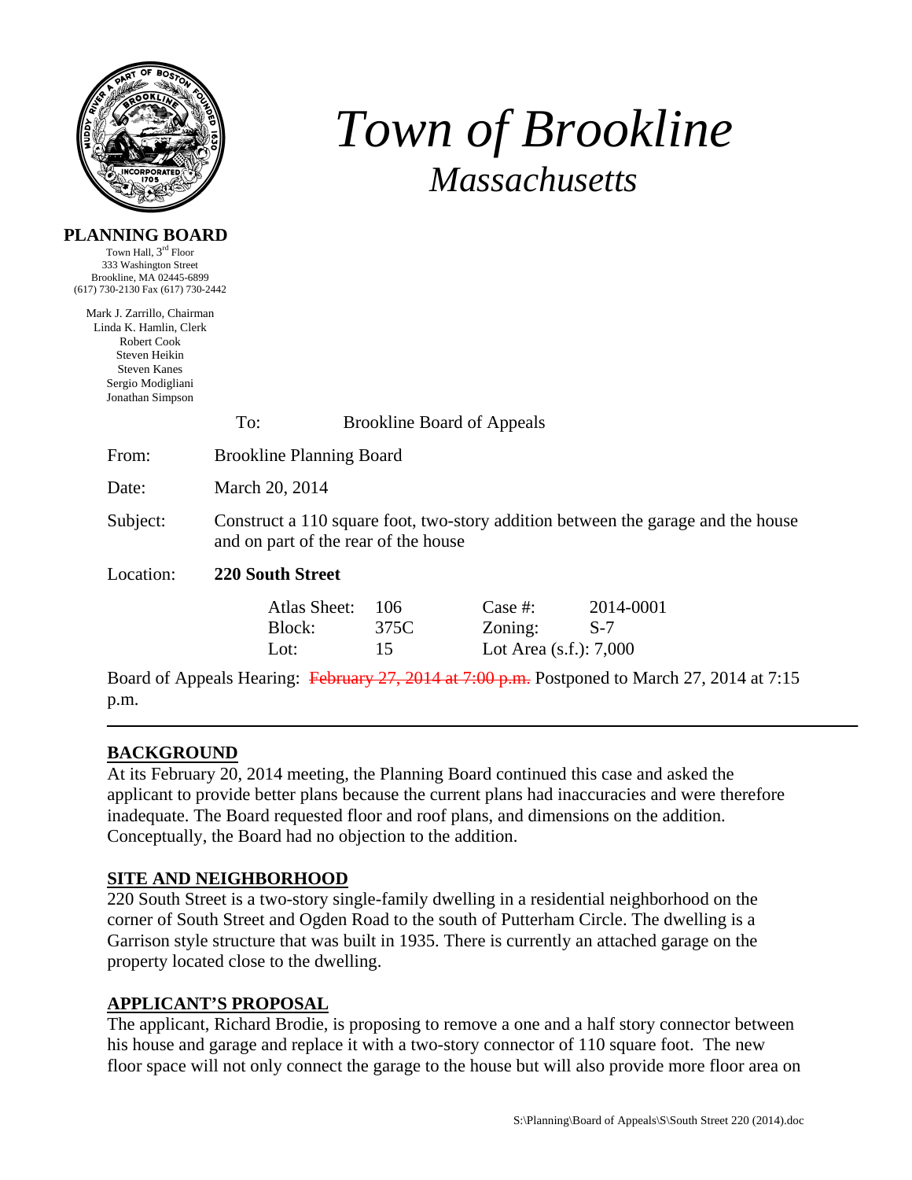# Town of Brookline
## Massachusetts

**PLANNING BOARD**

Town Hall, 3rd Floor
333 Washington Street
Brookline, MA 02445-6899
(617) 730-2130 Fax (617) 730-2442

Mark J. Zarrillo, Chairman
Linda K. Hamlin, Clerk
Robert Cook
Steven Heikin
Steven Kanes
Sergio Modigliani
Jonathan Simpson

To: Brookline Board of Appeals

From: Brookline Planning Board

Date: March 20, 2014

Subject: Construct a 110 square foot, two-story addition between the garage and the house and on part of the rear of the house

Location: **220 South Street**

| | | | |
|---|---|---|---|
| Atlas Sheet: | 106 | Case #: | 2014-0001 |
| Block: | 375C | Zoning: | S-7 |
| Lot: | 15 | Lot Area (s.f.): 7,000 | |

Board of Appeals Hearing: ~~February 27, 2014 at 7:00 p.m.~~ Postponed to March 27, 2014 at 7:15 p.m.

---

## BACKGROUND

At its February 20, 2014 meeting, the Planning Board continued this case and asked the applicant to provide better plans because the current plans had inaccuracies and were therefore inadequate. The Board requested floor and roof plans, and dimensions on the addition. Conceptually, the Board had no objection to the addition.

## SITE AND NEIGHBORHOOD

220 South Street is a two-story single-family dwelling in a residential neighborhood on the corner of South Street and Ogden Road to the south of Putterham Circle. The dwelling is a Garrison style structure that was built in 1935. There is currently an attached garage on the property located close to the dwelling.

## APPLICANT'S PROPOSAL

The applicant, Richard Brodie, is proposing to remove a one and a half story connector between his house and garage and replace it with a two-story connector of 110 square foot. The new floor space will not only connect the garage to the house but will also provide more floor area on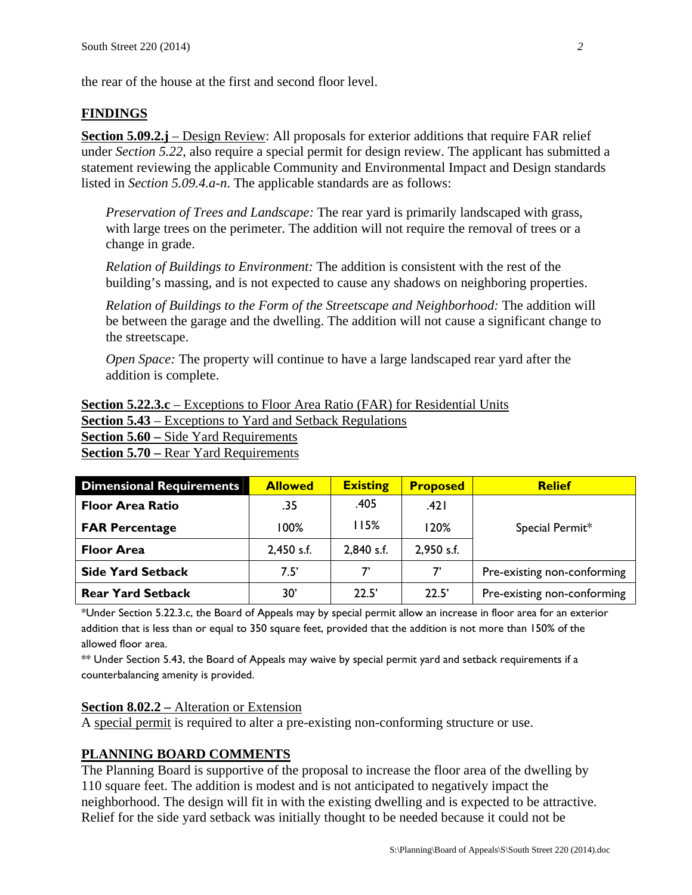the rear of the house at the first and second floor level.

## FINDINGS

**Section 5.09.2.j** – Design Review: All proposals for exterior additions that require FAR relief under *Section 5.22*, also require a special permit for design review. The applicant has submitted a statement reviewing the applicable Community and Environmental Impact and Design standards listed in *Section 5.09.4.a-n.* The applicable standards are as follows:

> *Preservation of Trees and Landscape:* The rear yard is primarily landscaped with grass, with large trees on the perimeter. The addition will not require the removal of trees or a change in grade.
>
> *Relation of Buildings to Environment:* The addition is consistent with the rest of the building's massing, and is not expected to cause any shadows on neighboring properties.
>
> *Relation of Buildings to the Form of the Streetscape and Neighborhood:* The addition will be between the garage and the dwelling. The addition will not cause a significant change to the streetscape.
>
> *Open Space:* The property will continue to have a large landscaped rear yard after the addition is complete.

**Section 5.22.3.c** – Exceptions to Floor Area Ratio (FAR) for Residential Units
**Section 5.43** – Exceptions to Yard and Setback Regulations
**Section 5.60 –** Side Yard Requirements
**Section 5.70 –** Rear Yard Requirements

| Dimensional Requirements | Allowed | Existing | Proposed | Relief |
|---|---|---|---|---|
| Floor Area Ratio | .35 | .405 | .421 | Special Permit* |
| FAR Percentage | 100% | 115% | 120% | |
| Floor Area | 2,450 s.f. | 2,840 s.f. | 2,950 s.f. | |
| Side Yard Setback | 7.5' | 7' | 7' | Pre-existing non-conforming |
| Rear Yard Setback | 30' | 22.5' | 22.5' | Pre-existing non-conforming |

*Under Section 5.22.3.c, the Board of Appeals may by special permit allow an increase in floor area for an exterior addition that is less than or equal to 350 square feet, provided that the addition is not more than 150% of the allowed floor area.

** Under Section 5.43, the Board of Appeals may waive by special permit yard and setback requirements if a counterbalancing amenity is provided.

**Section 8.02.2 –** Alteration or Extension
A special permit is required to alter a pre-existing non-conforming structure or use.

## PLANNING BOARD COMMENTS

The Planning Board is supportive of the proposal to increase the floor area of the dwelling by 110 square feet. The addition is modest and is not anticipated to negatively impact the neighborhood. The design will fit in with the existing dwelling and is expected to be attractive. Relief for the side yard setback was initially thought to be needed because it could not be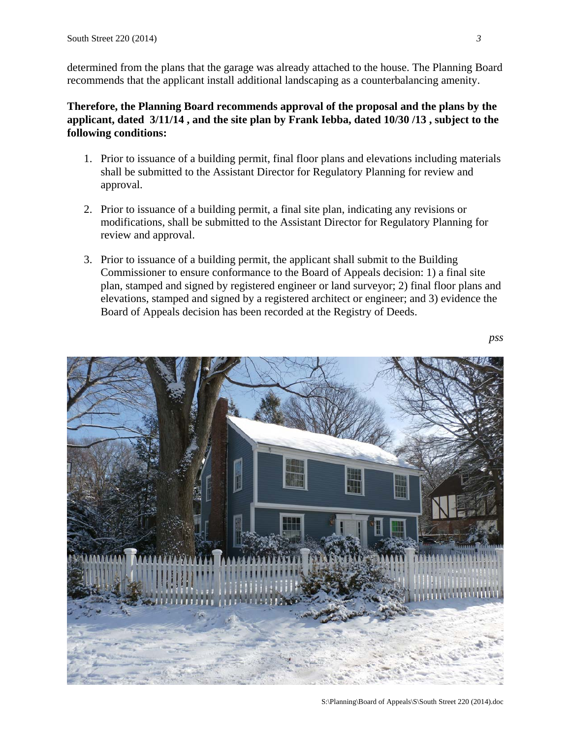determined from the plans that the garage was already attached to the house. The Planning Board recommends that the applicant install additional landscaping as a counterbalancing amenity.

**Therefore, the Planning Board recommends approval of the proposal and the plans by the applicant, dated 3/11/14 , and the site plan by Frank Iebba, dated 10/30 /13 , subject to the following conditions:**

1. Prior to issuance of a building permit, final floor plans and elevations including materials shall be submitted to the Assistant Director for Regulatory Planning for review and approval.

2. Prior to issuance of a building permit, a final site plan, indicating any revisions or modifications, shall be submitted to the Assistant Director for Regulatory Planning for review and approval.

3. Prior to issuance of a building permit, the applicant shall submit to the Building Commissioner to ensure conformance to the Board of Appeals decision: 1) a final site plan, stamped and signed by registered engineer or land surveyor; 2) final floor plans and elevations, stamped and signed by a registered architect or engineer; and 3) evidence the Board of Appeals decision has been recorded at the Registry of Deeds.

*pss*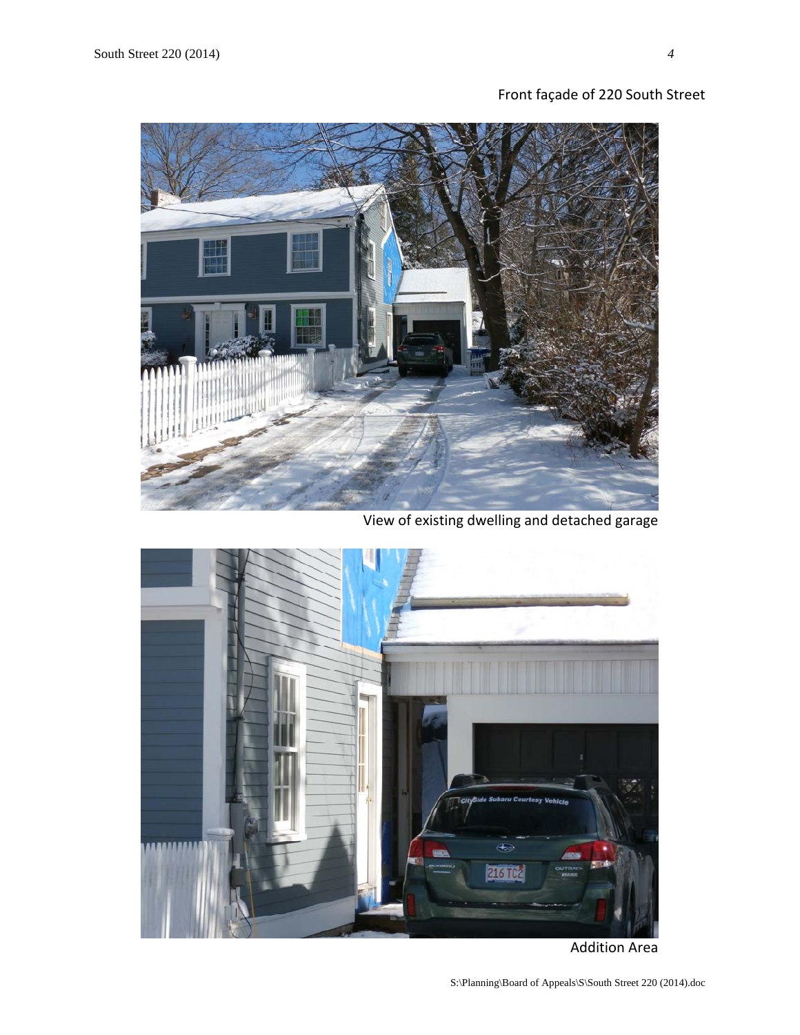Front façade of 220 South Street

View of existing dwelling and detached garage

Addition Area